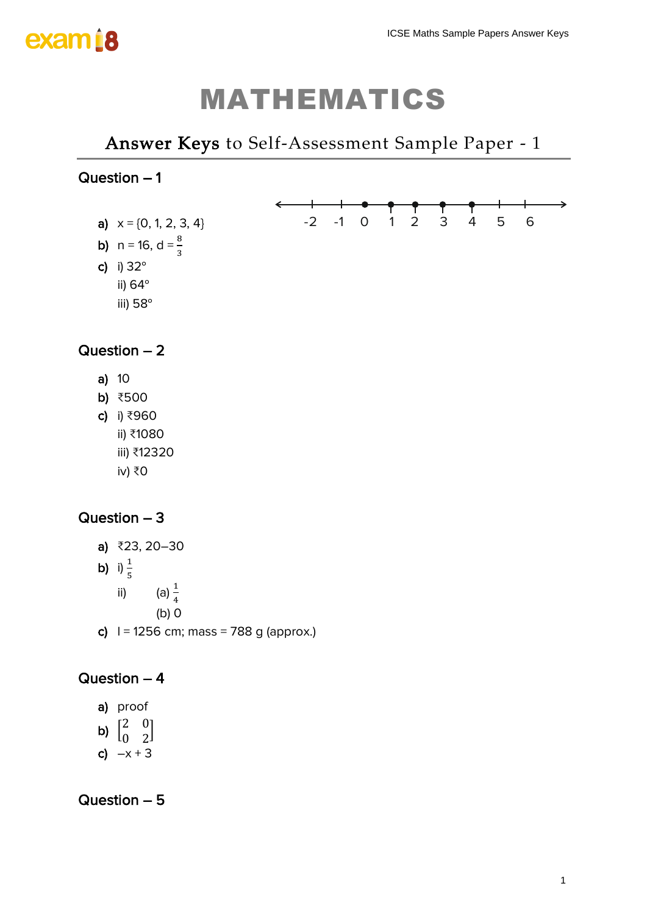# MATHEMATICS

## Answer Keys to Self-Assessment Sample Paper - 1

### Question – 1

**a)** $x = \{0, 1, 2, 3, 4\}$

-2 -1 0 1 2 3 4 5 6

**b)** $n = 16$, $d = \frac{8}{3}$

**c)** i) 32°

ii) 64°

iii) 58°

### Question – 2

**a)** 10

**b)** ₹500

**c)** i) ₹960

ii) ₹1080

iii) ₹12320

iv) ₹0

### Question – 3

**a)** ₹23, 20–30

**b)** i) $\frac{1}{5}$

ii) (a) $\frac{1}{4}$

(b) 0

**c)** l = 1256 cm; mass = 788 g (approx.)

### Question – 4

**a)** proof

**b)** $\begin{bmatrix} 2 & 0 \\ 0 & 2 \end{bmatrix}$

**c)** $-x + 3$

### Question – 5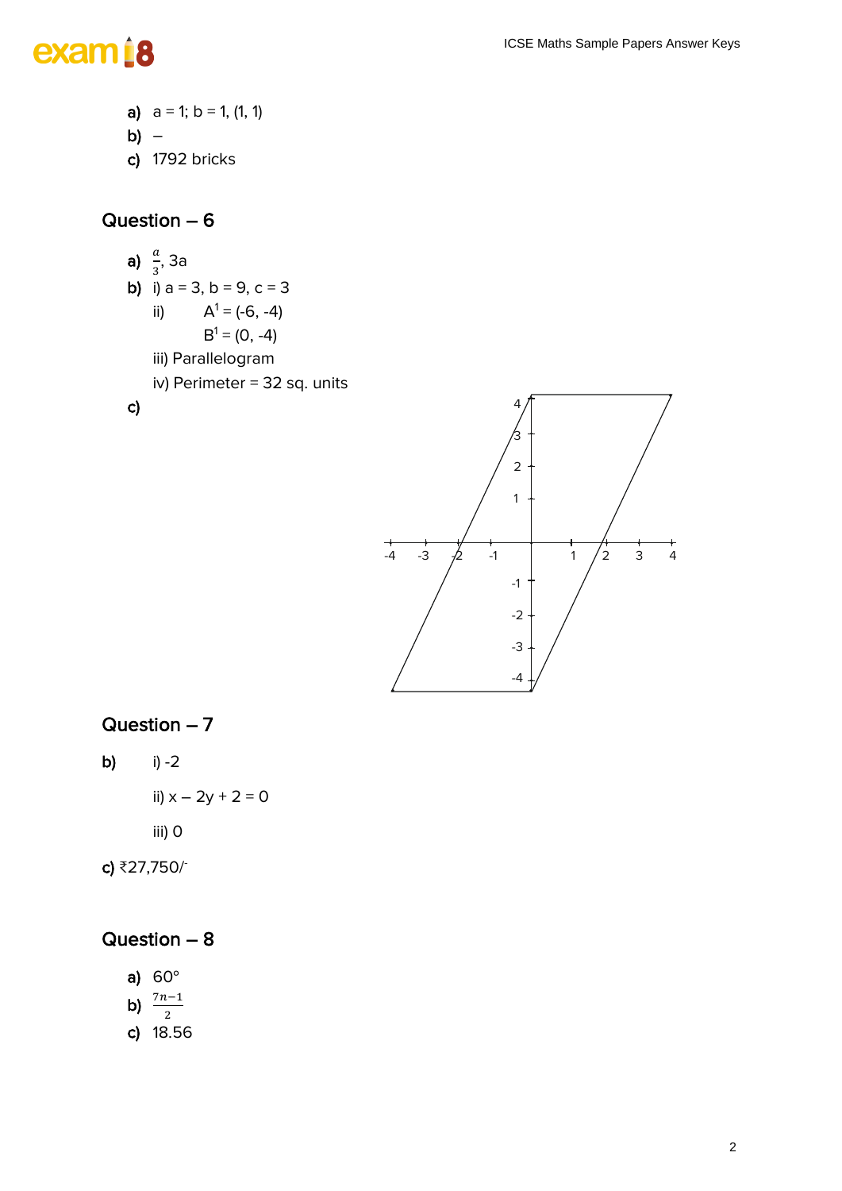a) a = 1; b = 1, (1, 1)

b) –

c) 1792 bricks

## Question – 6

a) $\frac{a}{3}$, 3a

b) i) a = 3, b = 9, c = 3

ii) $A^1 = (-6, -4)$

$B^1 = (0, -4)$

iii) Parallelogram

iv) Perimeter = 32 sq. units

c)

## Question – 7

b) i) -2

ii) x – 2y + 2 = 0

iii) 0

c) ₹27,750/-

## Question – 8

a) 60°

b) $\frac{7n-1}{2}$

c) 18.56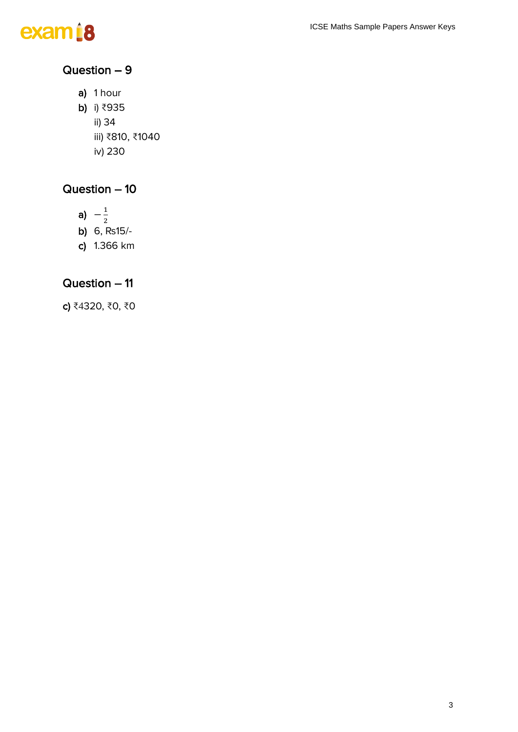## Question – 9

**a)** 1 hour

**b)** i) ₹935

ii) 34

iii) ₹810, ₹1040

iv) 230

## Question – 10

**a)** $-\frac{1}{2}$

**b)** 6, Rs15/-

**c)** 1.366 km

## Question – 11

**c)** ₹4320, ₹0, ₹0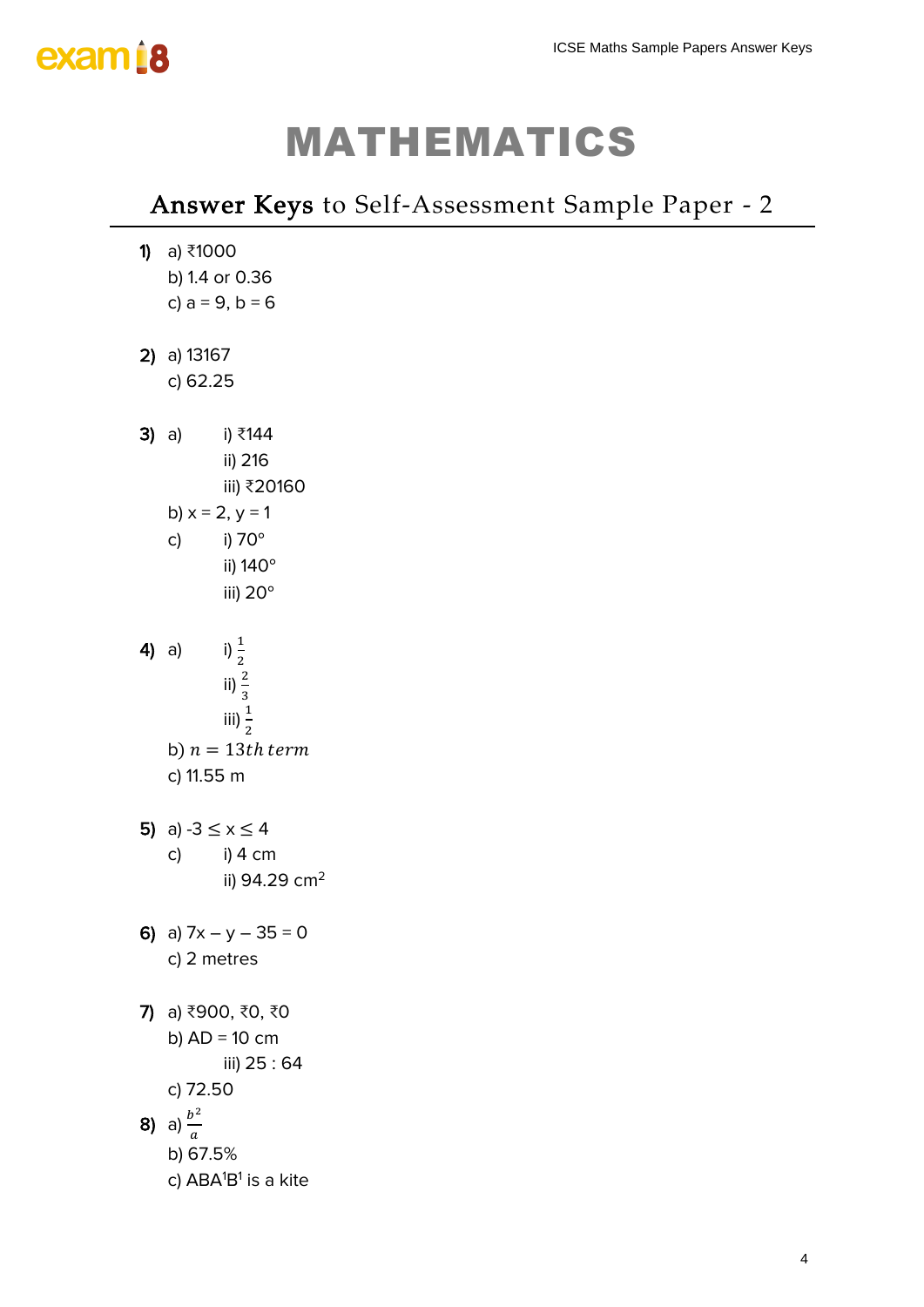# MATHEMATICS

## Answer Keys to Self-Assessment Sample Paper - 2

**1)** a) ₹1000
b) 1.4 or 0.36
c) a = 9, b = 6

**2)** a) 13167
c) 62.25

**3)** a)
i) ₹144
ii) 216
iii) ₹20160

b) x = 2, y = 1

c)
i) 70°
ii) 140°
iii) 20°

**4)** a)
i) $\frac{1}{2}$
ii) $\frac{2}{3}$
iii) $\frac{1}{2}$

b) $n = 13th\ term$

c) 11.55 m

**5)** a) -3 ≤ x ≤ 4

c)
i) 4 cm
ii) 94.29 $cm^2$

**6)** a) 7x – y – 35 = 0
c) 2 metres

**7)** a) ₹900, ₹0, ₹0

b) AD = 10 cm
iii) 25 : 64

c) 72.50

**8)** a) $\frac{b^2}{a}$
b) 67.5%
c) $ABA^1B^1$ is a kite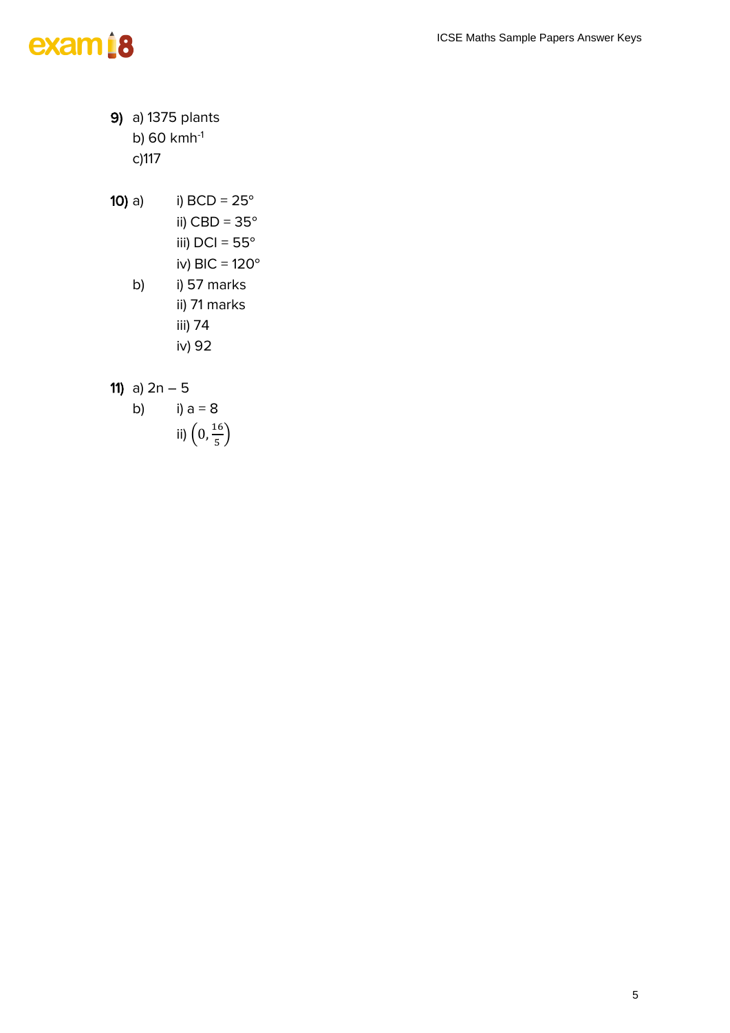**9)** a) 1375 plants

b) 60 $kmh^{-1}$

c)117

**10)** a)

i) BCD = 25°

ii) CBD = 35°

iii) DCI = 55°

iv) BIC = 120°

b)

i) 57 marks

ii) 71 marks

iii) 74

iv) 92

**11)** a) 2n – 5

b)

i) a = 8

ii) $\left(0, \frac{16}{5}\right)$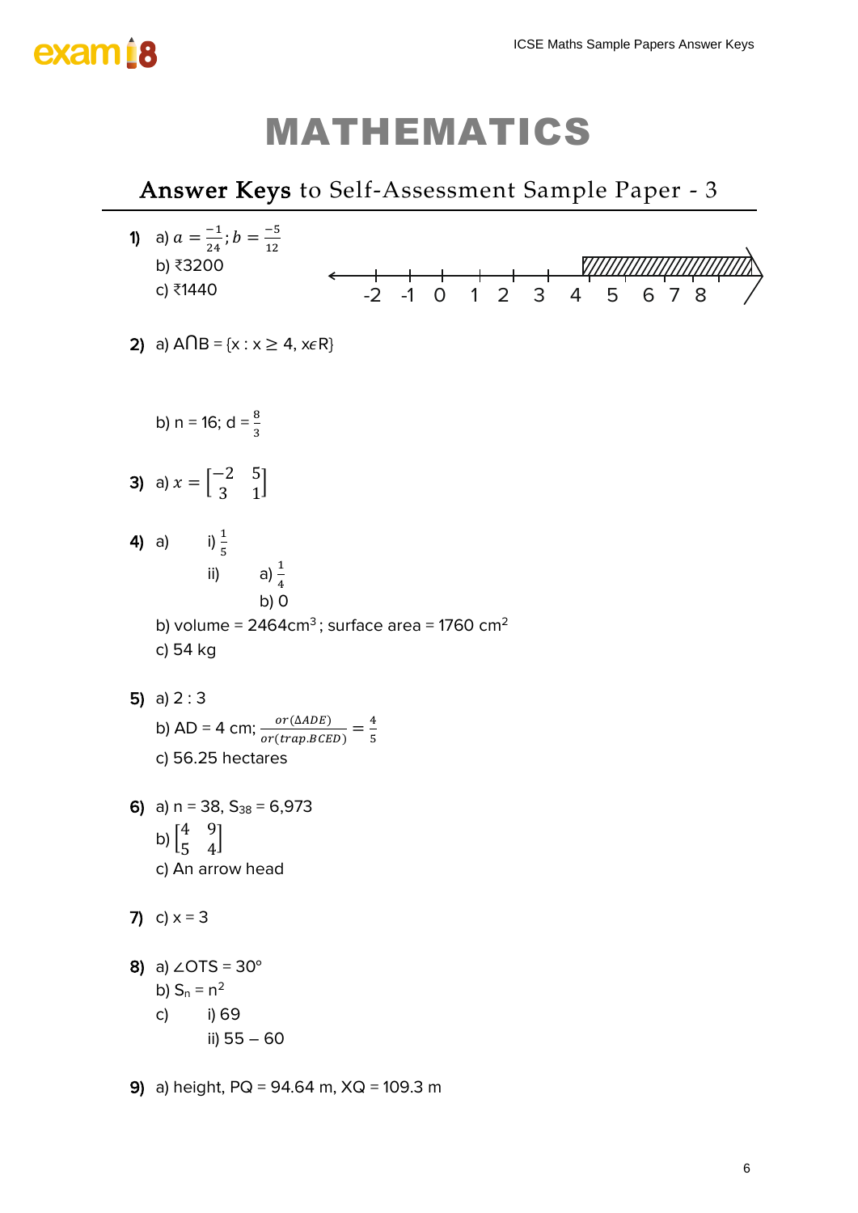# MATHEMATICS

## Answer Keys to Self-Assessment Sample Paper - 3

**1)** a) $a = \frac{-1}{24}; b = \frac{-5}{12}$
b) ₹3200
c) ₹1440

**2)** a) A⋂B = {x : x ≥ 4, x∊R}

b) n = 16; d = $\frac{8}{3}$

**3)** a) $x = \begin{bmatrix} -2 & 5 \\ 3 & 1 \end{bmatrix}$

**4)** a) i) $\frac{1}{5}$
ii) a) $\frac{1}{4}$
b) 0

b) volume = 2464cm$^3$; surface area = 1760 cm$^2$
c) 54 kg

**5)** a) 2 : 3
b) AD = 4 cm; $\frac{or(\Delta ADE)}{or(trap.BCED)} = \frac{4}{5}$
c) 56.25 hectares

**6)** a) n = 38, $S_{38}$ = 6,973
b) $\begin{bmatrix} 4 & 9 \\ 5 & 4 \end{bmatrix}$
c) An arrow head

**7)** c) x = 3

**8)** a) ∠OTS = 30°
b) $S_n = n^2$
c) i) 69
ii) 55 – 60

**9)** a) height, PQ = 94.64 m, XQ = 109.3 m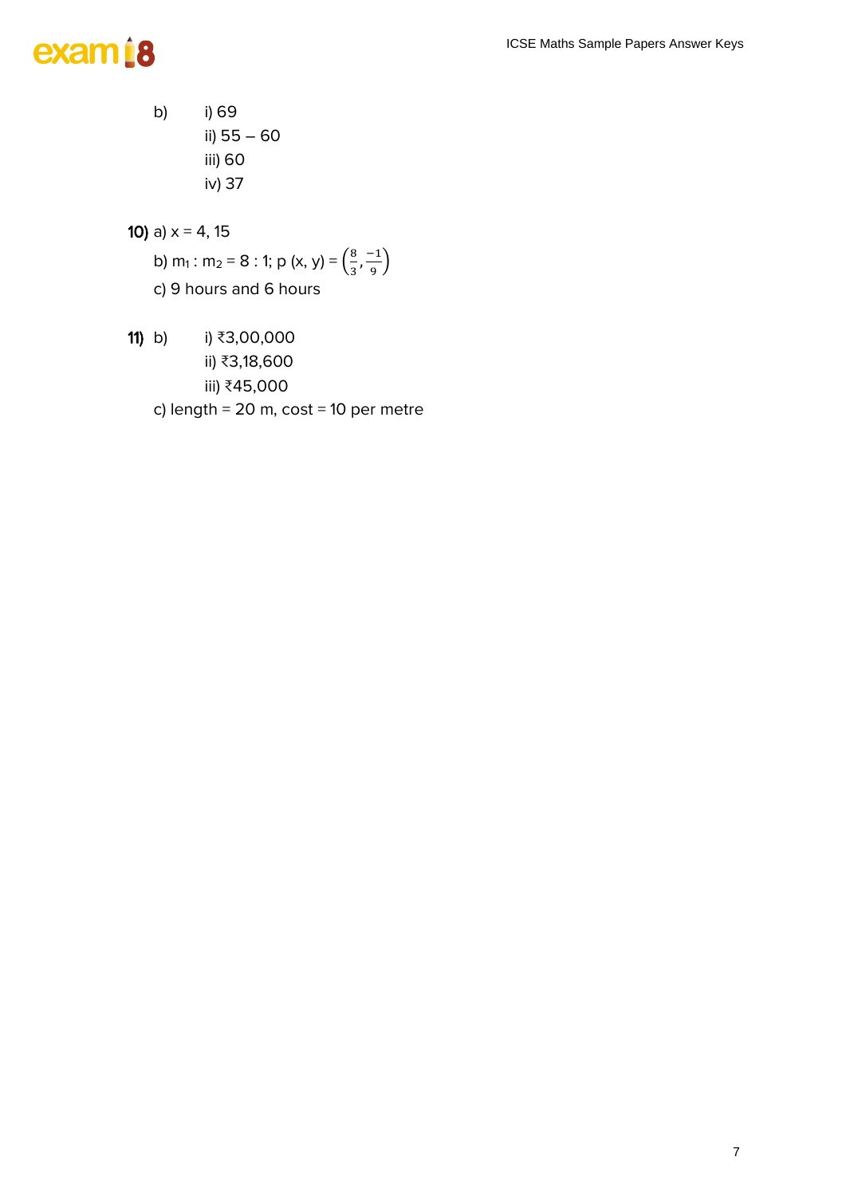b) i) 69

ii) 55 – 60

iii) 60

iv) 37

**10)** a) x = 4, 15

b) $m_1 : m_2 = 8 : 1$; p (x, y) = $\left(\frac{8}{3}, \frac{-1}{9}\right)$

c) 9 hours and 6 hours

**11)** b) i) ₹3,00,000

ii) ₹3,18,600

iii) ₹45,000

c) length = 20 m, cost = 10 per metre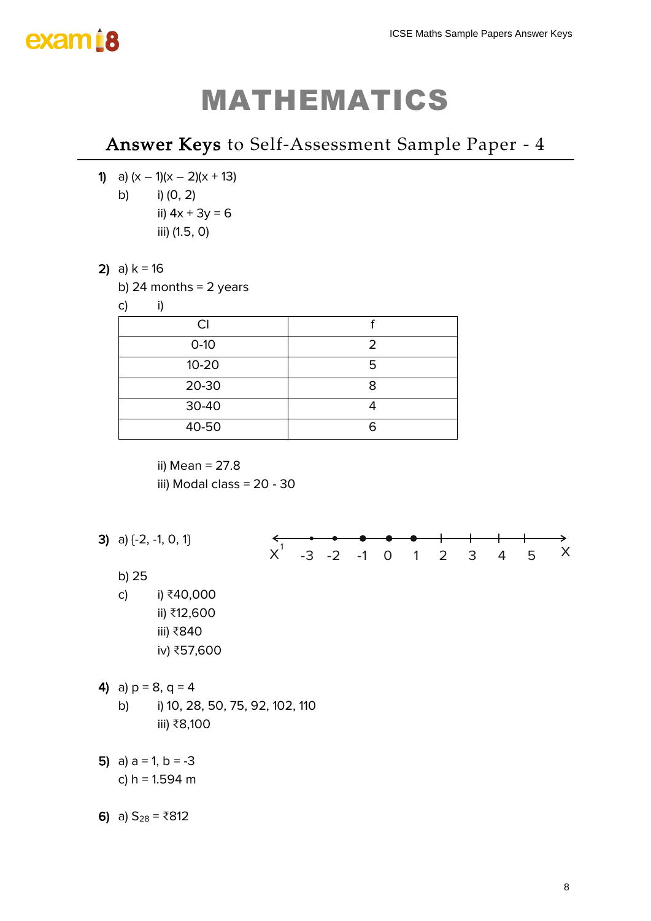# MATHEMATICS

## Answer Keys to Self-Assessment Sample Paper - 4

**1)** a) $(x - 1)(x - 2)(x + 13)$

b) i) (0, 2)

ii) $4x + 3y = 6$

iii) (1.5, 0)

**2)** a) $k = 16$

b) 24 months = 2 years

c) i)

| CI | f |
|---|---|
| 0-10 | 2 |
| 10-20 | 5 |
| 20-30 | 8 |
| 30-40 | 4 |
| 40-50 | 6 |

ii) Mean = 27.8

iii) Modal class = 20 - 30

**3)** a) {-2, -1, 0, 1}

$X^1$ -3 -2 -1 0 1 2 3 4 5 $X$

b) 25

c) i) ₹40,000

ii) ₹12,600

iii) ₹840

iv) ₹57,600

**4)** a) $p = 8$, $q = 4$

b) i) 10, 28, 50, 75, 92, 102, 110

iii) ₹8,100

**5)** a) $a = 1$, $b = -3$

c) $h = 1.594$ m

**6)** a) $S_{28}$ = ₹812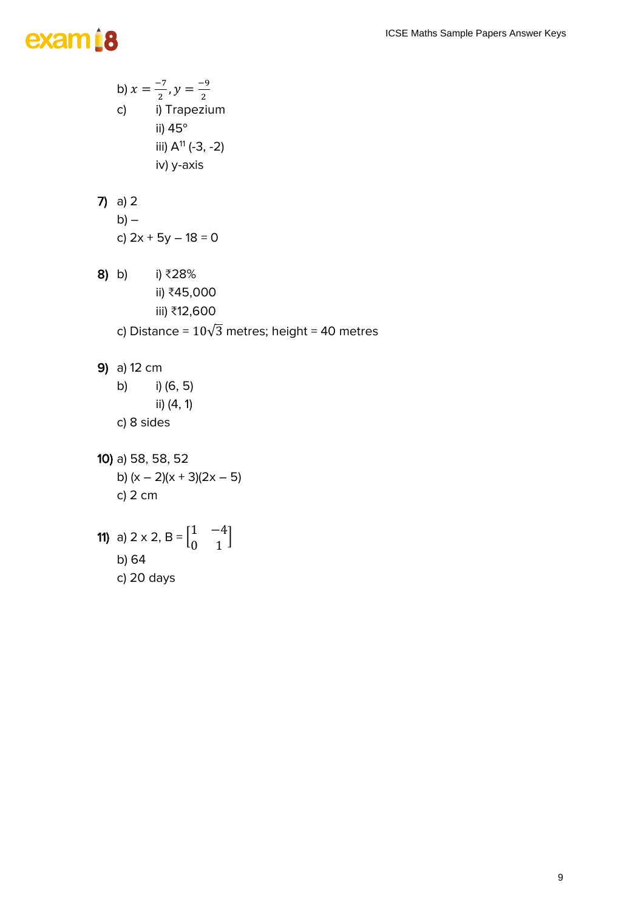b) $x = \frac{-7}{2}, y = \frac{-9}{2}$

c) i) Trapezium

ii) 45°

iii) $A^{11}$ (-3, -2)

iv) y-axis

**7)** a) 2

b) –

c) 2x + 5y – 18 = 0

**8)** b) i) ₹28%

ii) ₹45,000

iii) ₹12,600

c) Distance = $10\sqrt{3}$ metres; height = 40 metres

**9)** a) 12 cm

b) i) (6, 5)

ii) (4, 1)

c) 8 sides

**10)** a) 58, 58, 52

b) (x – 2)(x + 3)(2x – 5)

c) 2 cm

**11)** a) 2 x 2, B = $\begin{bmatrix} 1 & -4 \\ 0 & 1 \end{bmatrix}$

b) 64

c) 20 days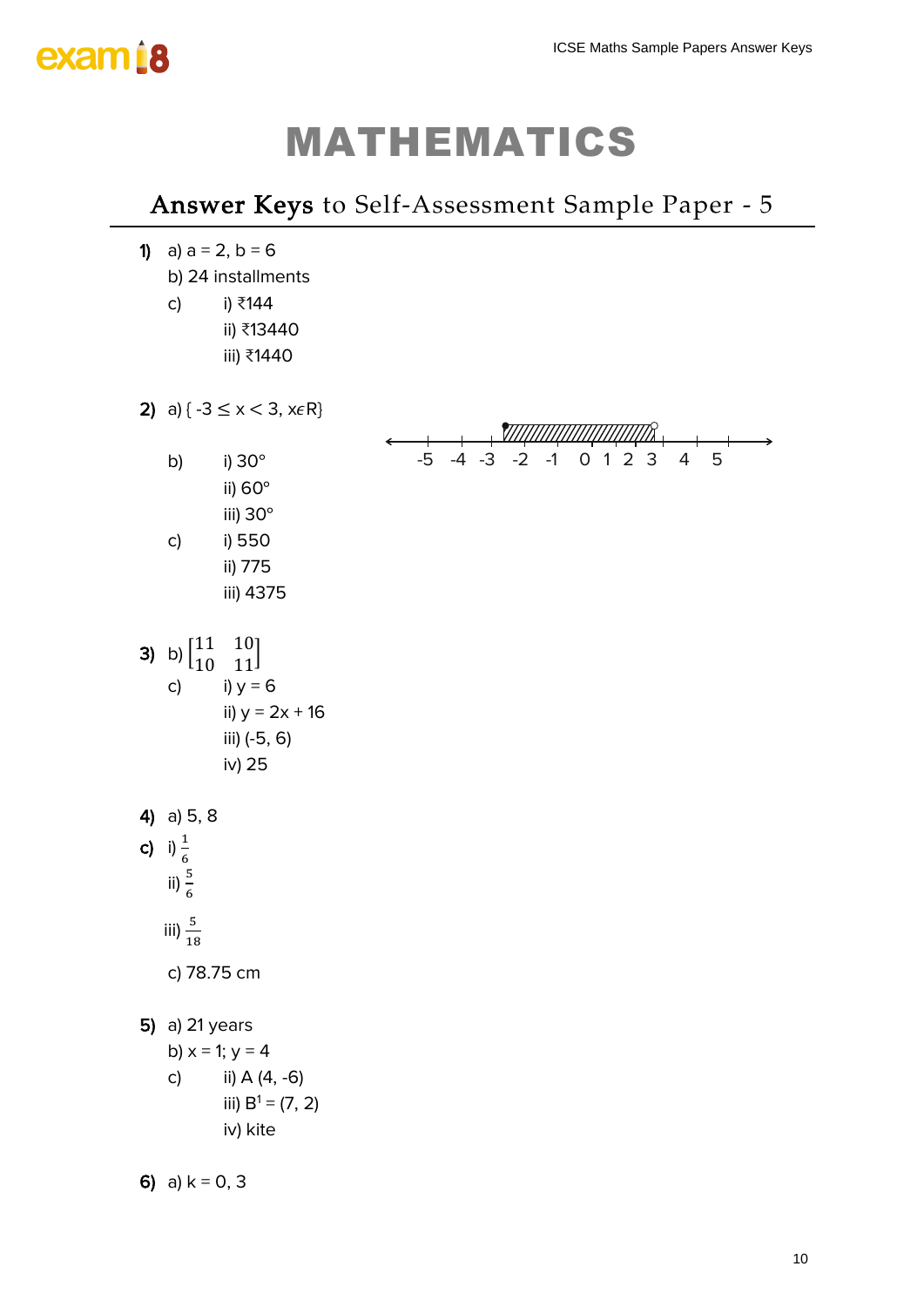# MATHEMATICS

## Answer Keys to Self-Assessment Sample Paper - 5

**1)** a) a = 2, b = 6

b) 24 installments

c) i) ₹144

ii) ₹13440

iii) ₹1440

**2)** a) $\{-3 \leq x < 3, x \epsilon R\}$

-5 -4 -3 -2 -1 0 1 2 3 4 5

b) i) 30°

ii) 60°

iii) 30°

c) i) 550

ii) 775

iii) 4375

**3)** b) $\begin{bmatrix} 11 & 10 \\ 10 & 11 \end{bmatrix}$

c) i) y = 6

ii) y = 2x + 16

iii) (-5, 6)

iv) 25

**4)** a) 5, 8

**c)** i) $\frac{1}{6}$

ii) $\frac{5}{6}$

iii) $\frac{5}{18}$

c) 78.75 cm

**5)** a) 21 years

b) x = 1; y = 4

c) ii) A (4, -6)

iii) $B^1$ = (7, 2)

iv) kite

**6)** a) k = 0, 3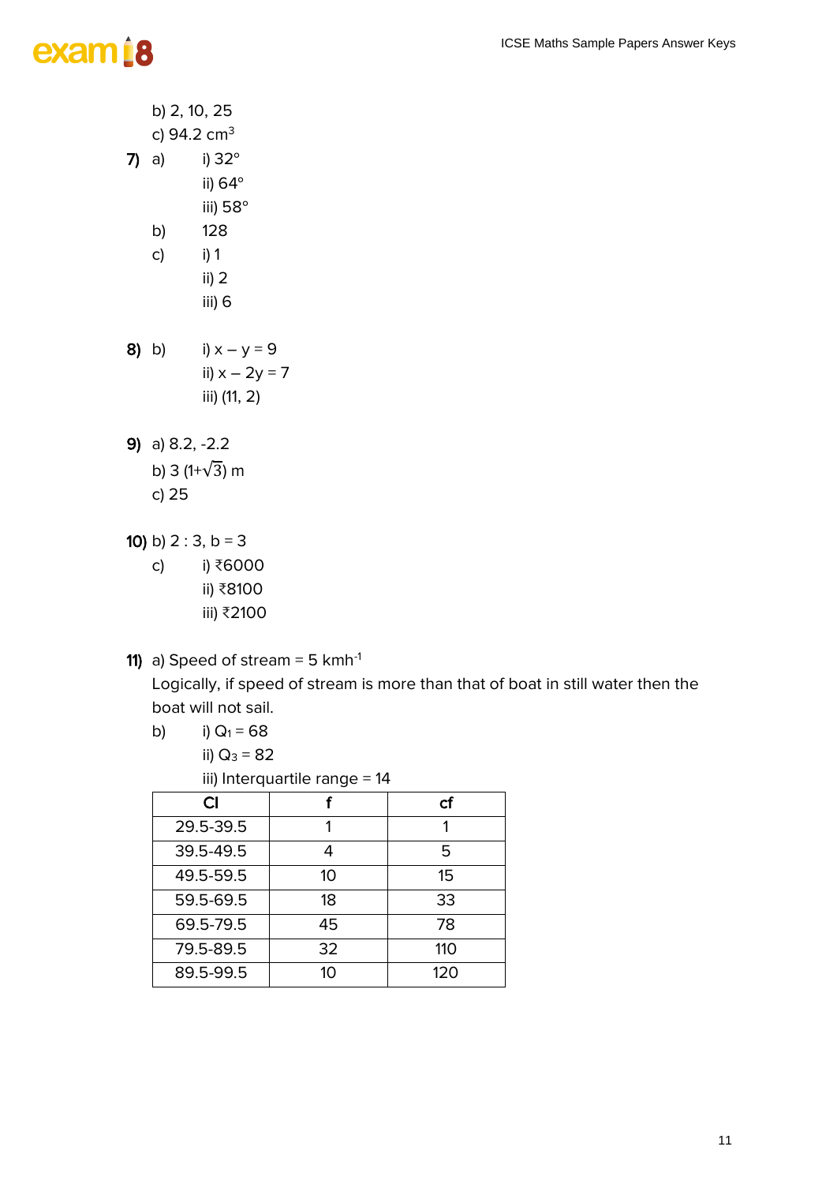b) 2, 10, 25

c) 94.2 $cm^3$

**7)** a) i) 32°

ii) 64°

iii) 58°

b) 128

c) i) 1

ii) 2

iii) 6

**8)** b) i) $x - y = 9$

ii) $x - 2y = 7$

iii) (11, 2)

**9)** a) 8.2, -2.2

b) $3\,(1+\sqrt{3})$ m

c) 25

**10)** b) 2 : 3, b = 3

c) i) ₹6000

ii) ₹8100

iii) ₹2100

**11)** a) Speed of stream = 5 $kmh^{-1}$

Logically, if speed of stream is more than that of boat in still water then the boat will not sail.

b) i) $Q_1 = 68$

ii) $Q_3 = 82$

iii) Interquartile range = 14

| CI | f | cf |
|---|---|---|
| 29.5-39.5 | 1 | 1 |
| 39.5-49.5 | 4 | 5 |
| 49.5-59.5 | 10 | 15 |
| 59.5-69.5 | 18 | 33 |
| 69.5-79.5 | 45 | 78 |
| 79.5-89.5 | 32 | 110 |
| 89.5-99.5 | 10 | 120 |